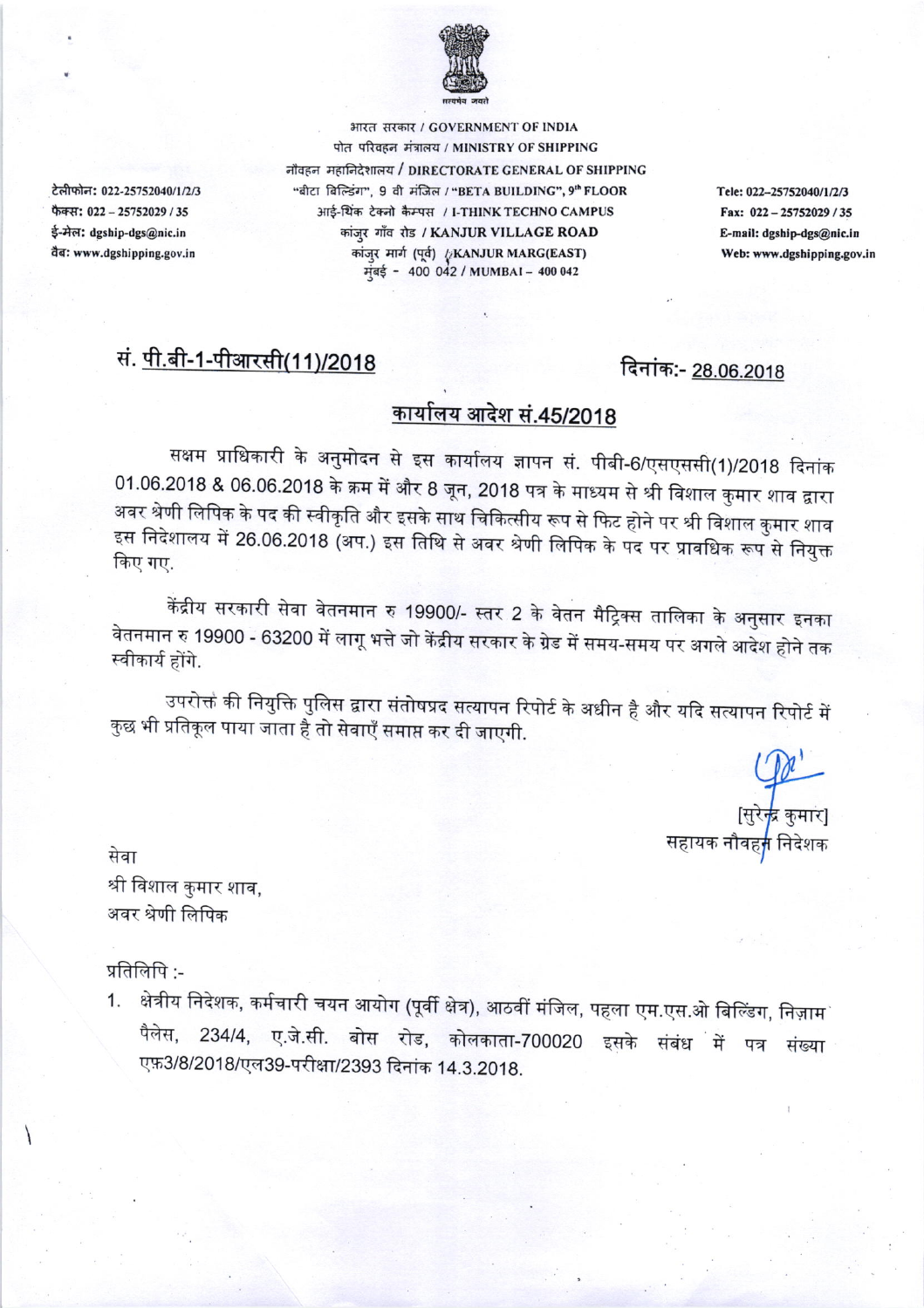भारत सरकार / GOVERNMENT OF INDIA
पोत परिवहन मंत्रालय / MINISTRY OF SHIPPING
नौवहन महानिदेशालय / DIRECTORATE GENERAL OF SHIPPING
"बीटा बिल्डिंग", 9 वी मंजिल / "BETA BUILDING", 9th FLOOR
आई-थिंक टेक्नो कैम्पस / I-THINK TECHNO CAMPUS
कांजुर गाँव रोड / KANJUR VILLAGE ROAD
कांजुर मार्ग (पूर्व) / KANJUR MARG(EAST)
मुंबई - 400 042 / MUMBAI – 400 042

टेलीफोन: 022-25752040/1/2/3
फैक्स: 022 – 25752029 / 35
ई-मेल: dgship-dgs@nic.in
वैब: www.dgshipping.gov.in

Tele: 022-25752040/1/2/3
Fax: 022 – 25752029 / 35
E-mail: dgship-dgs@nic.in
Web: www.dgshipping.gov.in

**सं. पी.बी-1-पीआरसी(11)/2018** **दिनांक:- 28.06.2018**

## कार्यालय आदेश सं.45/2018

सक्षम प्राधिकारी के अनुमोदन से इस कार्यालय ज्ञापन सं. पीबी-6/एसएससी(1)/2018 दिनांक 01.06.2018 & 06.06.2018 के क्रम में और 8 जून, 2018 पत्र के माध्यम से श्री विशाल कुमार शाव द्वारा अवर श्रेणी लिपिक के पद की स्वीकृति और इसके साथ चिकित्सीय रूप से फिट होने पर श्री विशाल कुमार शाव इस निदेशालय में 26.06.2018 (अप.) इस तिथि से अवर श्रेणी लिपिक के पद पर प्रावधिक रूप से नियुक्त किए गए.

केंद्रीय सरकारी सेवा वेतनमान रु 19900/- स्तर 2 के वेतन मैट्रिक्स तालिका के अनुसार इनका वेतनमान रु 19900 - 63200 में लागू भत्ते जो केंद्रीय सरकार के ग्रेड में समय-समय पर अगले आदेश होने तक स्वीकार्य होंगे.

उपरोक्त की नियुक्ति पुलिस द्वारा संतोषप्रद सत्यापन रिपोर्ट के अधीन है और यदि सत्यापन रिपोर्ट में कुछ भी प्रतिकूल पाया जाता है तो सेवाएँ समाप्त कर दी जाएगी.

[सुरेन्द्र कुमार]
सहायक नौवहन निदेशक

सेवा
श्री विशाल कुमार शाव,
अवर श्रेणी लिपिक

प्रतिलिपि :-

1. क्षेत्रीय निदेशक, कर्मचारी चयन आयोग (पूर्वी क्षेत्र), आठवीं मंजिल, पहला एम.एस.ओ बिल्डिंग, निज़ाम पैलेस, 234/4, ए.जे.सी. बोस रोड, कोलकाता-700020 इसके संबंध में पत्र संख्या एफ़3/8/2018/एल39-परीक्षा/2393 दिनांक 14.3.2018.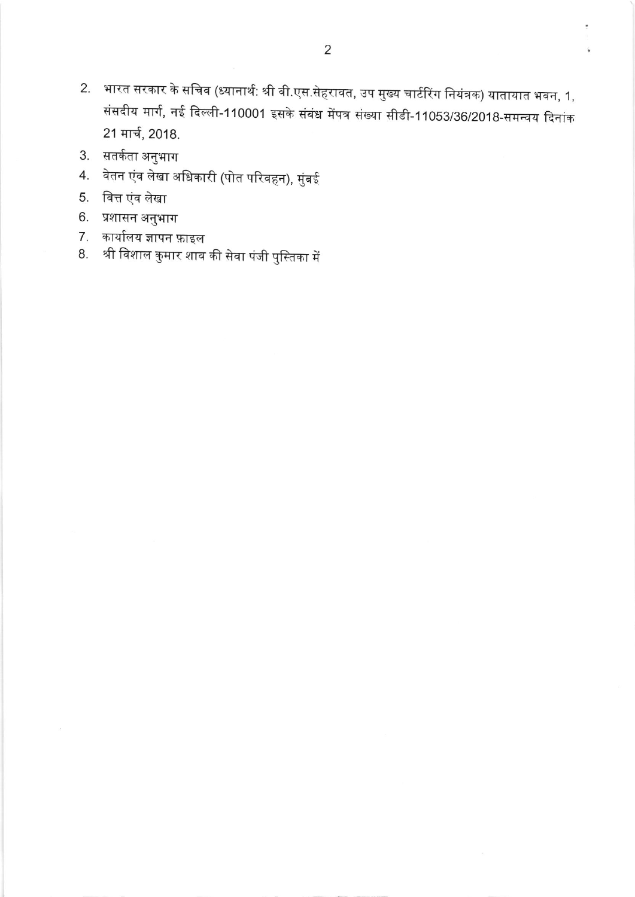2. भारत सरकार के सचिव (ध्यानार्थ: श्री वी.एस.सेहरावत, उप मुख्य चार्टरिंग नियंत्रक) यातायात भवन, 1, संसदीय मार्ग, नई दिल्ली-110001 इसके संबंध मेंपत्र संख्या सीडी-11053/36/2018-समन्वय दिनांक 21 मार्च, 2018.
3. सतर्कता अनुभाग
4. वेतन एंव लेखा अधिकारी (पोत परिवहन), मुंबई
5. वित्त एंव लेखा
6. प्रशासन अनुभाग
7. कार्यालय ज्ञापन फ़ाइल
8. श्री विशाल कुमार शाव की सेवा पंजी पुस्तिका में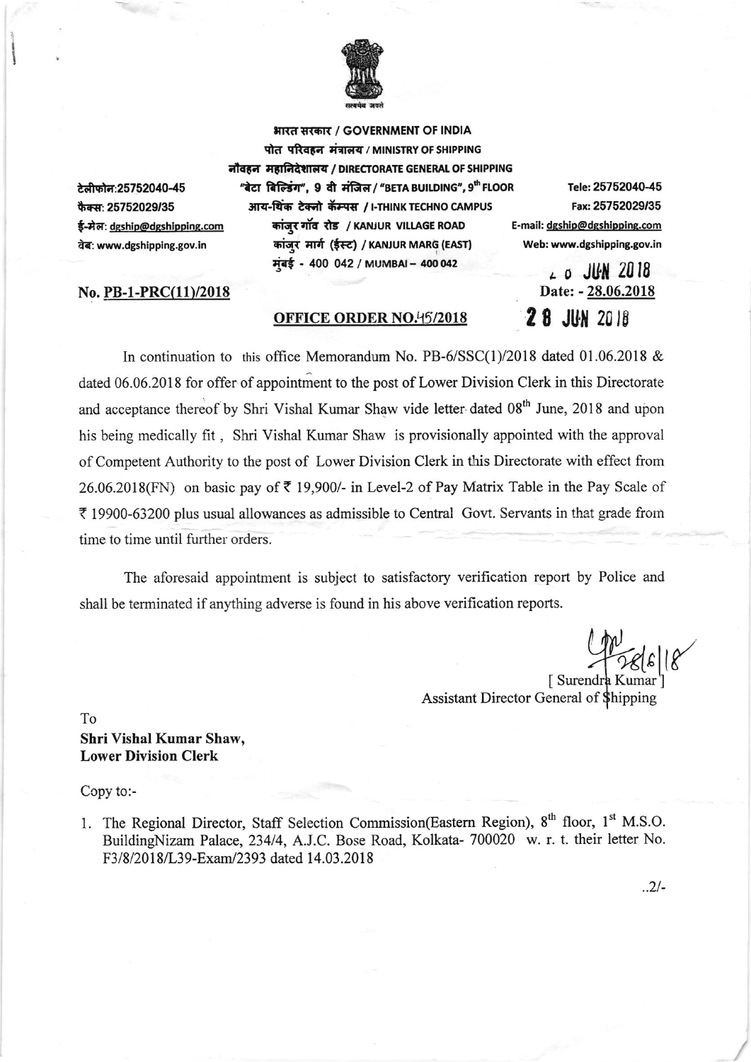भारत सरकार / GOVERNMENT OF INDIA
पोत परिवहन मंत्रालय / MINISTRY OF SHIPPING
नौवहन महानिदेशालय / DIRECTORATE GENERAL OF SHIPPING
"बेटा बिल्डिंग", 9 वी मंजिल / "BETA BUILDING", 9th FLOOR
आय-थिंक टेक्नो कॅम्पस / I-THINK TECHNO CAMPUS
कांजुर गॉव रोड / KANJUR VILLAGE ROAD
कांजुर मार्ग (ईस्ट) / KANJUR MARG (EAST)
मुंबई - 400 042 / MUMBAI – 400 042

टेलीफोन:25752040-45
फैक्स: 25752029/35
ई-मेल: dgship@dgshipping.com
वेब: www.dgshipping.gov.in

Tele: 25752040-45
Fax: 25752029/35
E-mail: dgship@dgshipping.com
Web: www.dgshipping.gov.in

**No. PB-1-PRC(11)/2018**

28 JUN 2018
Date: - 28.06.2018

**OFFICE ORDER NO.45/2018**

In continuation to this office Memorandum No. PB-6/SSC(1)/2018 dated 01.06.2018 & dated 06.06.2018 for offer of appointment to the post of Lower Division Clerk in this Directorate and acceptance thereof by Shri Vishal Kumar Shaw vide letter dated 08th June, 2018 and upon his being medically fit , Shri Vishal Kumar Shaw is provisionally appointed with the approval of Competent Authority to the post of Lower Division Clerk in this Directorate with effect from 26.06.2018(FN) on basic pay of ₹ 19,900/- in Level-2 of Pay Matrix Table in the Pay Scale of ₹ 19900-63200 plus usual allowances as admissible to Central Govt. Servants in that grade from time to time until further orders.

The aforesaid appointment is subject to satisfactory verification report by Police and shall be terminated if anything adverse is found in his above verification reports.

28/6/18
[ Surendra Kumar ]
Assistant Director General of Shipping

To
**Shri Vishal Kumar Shaw,**
**Lower Division Clerk**

Copy to:-

1. The Regional Director, Staff Selection Commission(Eastern Region), 8th floor, 1st M.S.O. BuildingNizam Palace, 234/4, A.J.C. Bose Road, Kolkata- 700020 w. r. t. their letter No. F3/8/2018/L39-Exam/2393 dated 14.03.2018

..2/-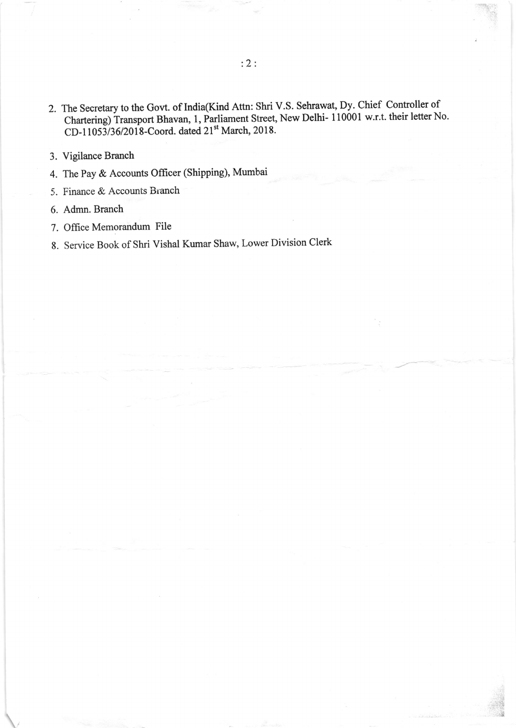2. The Secretary to the Govt. of India(Kind Attn: Shri V.S. Sehrawat, Dy. Chief Controller of Chartering) Transport Bhavan, 1, Parliament Street, New Delhi- 110001 w.r.t. their letter No. CD-11053/36/2018-Coord. dated 21st March, 2018.
3. Vigilance Branch
4. The Pay & Accounts Officer (Shipping), Mumbai
5. Finance & Accounts Branch
6. Admn. Branch
7. Office Memorandum File
8. Service Book of Shri Vishal Kumar Shaw, Lower Division Clerk